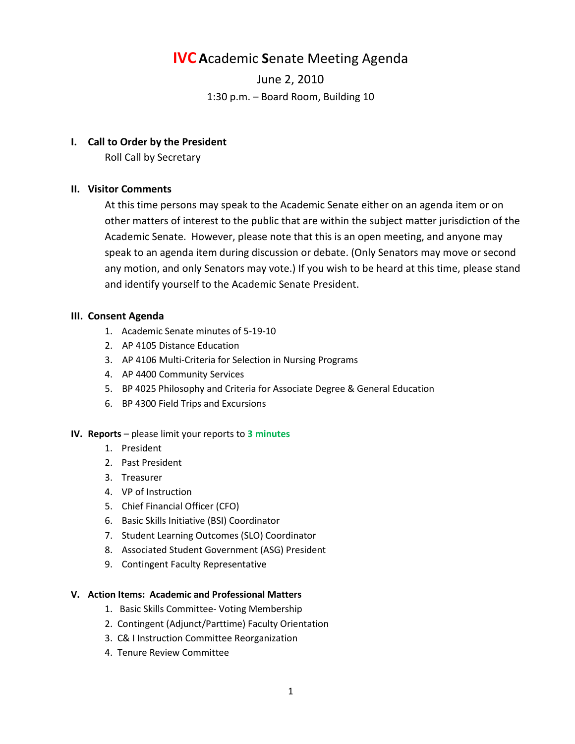# IVC Academic Senate Meeting Agenda

June 2, 2010

1:30 p.m. – Board Room, Building 10

## I. Call to Order by the President

Roll Call by Secretary

## II. Visitor Comments

At this time persons may speak to the Academic Senate either on an agenda item or on other matters of interest to the public that are within the subject matter jurisdiction of the Academic Senate. However, please note that this is an open meeting, and anyone may speak to an agenda item during discussion or debate. (Only Senators may move or second any motion, and only Senators may vote.) If you wish to be heard at this time, please stand and identify yourself to the Academic Senate President.

## III. Consent Agenda

1. Academic Senate minutes of 5-19-10
2. AP 4105 Distance Education
3. AP 4106 Multi-Criteria for Selection in Nursing Programs
4. AP 4400 Community Services
5. BP 4025 Philosophy and Criteria for Associate Degree & General Education
6. BP 4300 Field Trips and Excursions

## IV. Reports – please limit your reports to **3 minutes**

1. President
2. Past President
3. Treasurer
4. VP of Instruction
5. Chief Financial Officer (CFO)
6. Basic Skills Initiative (BSI) Coordinator
7. Student Learning Outcomes (SLO) Coordinator
8. Associated Student Government (ASG) President
9. Contingent Faculty Representative

## V. Action Items: Academic and Professional Matters

1. Basic Skills Committee- Voting Membership
2. Contingent (Adjunct/Parttime) Faculty Orientation
3. C& I Instruction Committee Reorganization
4. Tenure Review Committee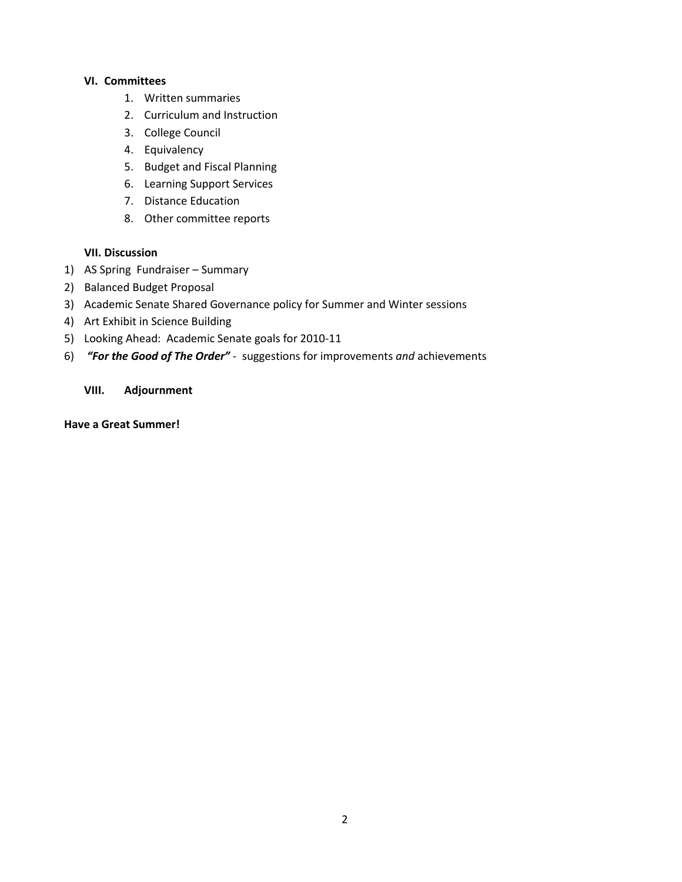### VI. Committees

1. Written summaries
2. Curriculum and Instruction
3. College Council
4. Equivalency
5. Budget and Fiscal Planning
6. Learning Support Services
7. Distance Education
8. Other committee reports

### VII. Discussion

1) AS Spring Fundraiser – Summary
2) Balanced Budget Proposal
3) Academic Senate Shared Governance policy for Summer and Winter sessions
4) Art Exhibit in Science Building
5) Looking Ahead: Academic Senate goals for 2010-11
6) ***"For the Good of The Order"*** - suggestions for improvements *and* achievements

### VIII. Adjournment

**Have a Great Summer!**